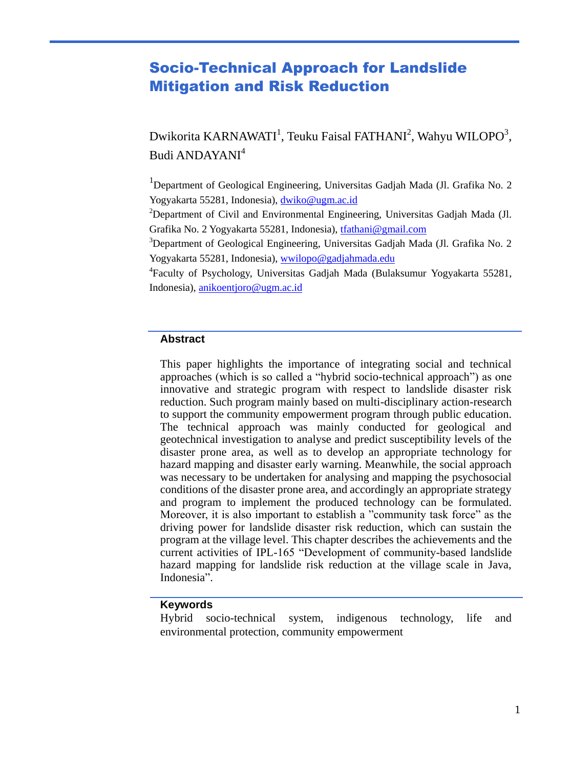# Socio-Technical Approach for Landslide Mitigation and Risk Reduction

Dwikorita KARNAWATI[1], Teuku Faisal FATHANI[2], Wahyu WILOPO[3], Budi ANDAYANI[4]

[1]Department of Geological Engineering, Universitas Gadjah Mada (Jl. Grafika No. 2 Yogyakarta 55281, Indonesia), dwiko@ugm.ac.id

[2]Department of Civil and Environmental Engineering, Universitas Gadjah Mada (Jl. Grafika No. 2 Yogyakarta 55281, Indonesia), tfathani@gmail.com

[3]Department of Geological Engineering, Universitas Gadjah Mada (Jl. Grafika No. 2 Yogyakarta 55281, Indonesia), wwilopo@gadjahmada.edu

[4]Faculty of Psychology, Universitas Gadjah Mada (Bulaksumur Yogyakarta 55281, Indonesia), anikoentjoro@ugm.ac.id

## Abstract

This paper highlights the importance of integrating social and technical approaches (which is so called a "hybrid socio-technical approach") as one innovative and strategic program with respect to landslide disaster risk reduction. Such program mainly based on multi-disciplinary action-research to support the community empowerment program through public education. The technical approach was mainly conducted for geological and geotechnical investigation to analyse and predict susceptibility levels of the disaster prone area, as well as to develop an appropriate technology for hazard mapping and disaster early warning. Meanwhile, the social approach was necessary to be undertaken for analysing and mapping the psychosocial conditions of the disaster prone area, and accordingly an appropriate strategy and program to implement the produced technology can be formulated. Moreover, it is also important to establish a "community task force" as the driving power for landslide disaster risk reduction, which can sustain the program at the village level. This chapter describes the achievements and the current activities of IPL-165 "Development of community-based landslide hazard mapping for landslide risk reduction at the village scale in Java, Indonesia".

## Keywords

Hybrid socio-technical system, indigenous technology, life and environmental protection, community empowerment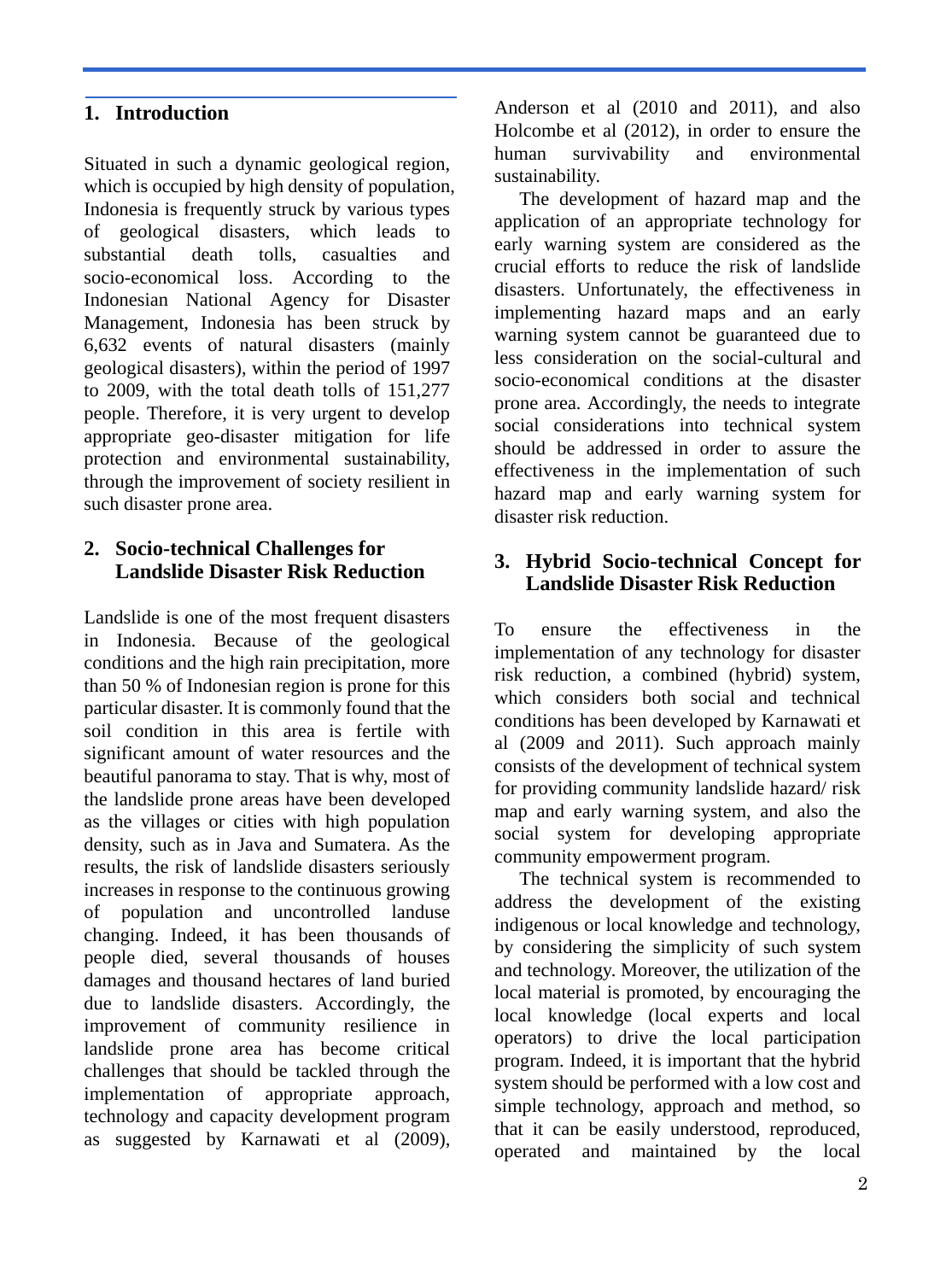## 1. Introduction

Situated in such a dynamic geological region, which is occupied by high density of population, Indonesia is frequently struck by various types of geological disasters, which leads to substantial death tolls, casualties and socio-economical loss. According to the Indonesian National Agency for Disaster Management, Indonesia has been struck by 6,632 events of natural disasters (mainly geological disasters), within the period of 1997 to 2009, with the total death tolls of 151,277 people. Therefore, it is very urgent to develop appropriate geo-disaster mitigation for life protection and environmental sustainability, through the improvement of society resilient in such disaster prone area.

## 2. Socio-technical Challenges for Landslide Disaster Risk Reduction

Landslide is one of the most frequent disasters in Indonesia. Because of the geological conditions and the high rain precipitation, more than 50 % of Indonesian region is prone for this particular disaster. It is commonly found that the soil condition in this area is fertile with significant amount of water resources and the beautiful panorama to stay. That is why, most of the landslide prone areas have been developed as the villages or cities with high population density, such as in Java and Sumatera. As the results, the risk of landslide disasters seriously increases in response to the continuous growing of population and uncontrolled landuse changing. Indeed, it has been thousands of people died, several thousands of houses damages and thousand hectares of land buried due to landslide disasters. Accordingly, the improvement of community resilience in landslide prone area has become critical challenges that should be tackled through the implementation of appropriate approach, technology and capacity development program as suggested by Karnawati et al (2009), Anderson et al (2010 and 2011), and also Holcombe et al (2012), in order to ensure the human survivability and environmental sustainability.

The development of hazard map and the application of an appropriate technology for early warning system are considered as the crucial efforts to reduce the risk of landslide disasters. Unfortunately, the effectiveness in implementing hazard maps and an early warning system cannot be guaranteed due to less consideration on the social-cultural and socio-economical conditions at the disaster prone area. Accordingly, the needs to integrate social considerations into technical system should be addressed in order to assure the effectiveness in the implementation of such hazard map and early warning system for disaster risk reduction.

## 3. Hybrid Socio-technical Concept for Landslide Disaster Risk Reduction

To ensure the effectiveness in the implementation of any technology for disaster risk reduction, a combined (hybrid) system, which considers both social and technical conditions has been developed by Karnawati et al (2009 and 2011). Such approach mainly consists of the development of technical system for providing community landslide hazard/ risk map and early warning system, and also the social system for developing appropriate community empowerment program.

The technical system is recommended to address the development of the existing indigenous or local knowledge and technology, by considering the simplicity of such system and technology. Moreover, the utilization of the local material is promoted, by encouraging the local knowledge (local experts and local operators) to drive the local participation program. Indeed, it is important that the hybrid system should be performed with a low cost and simple technology, approach and method, so that it can be easily understood, reproduced, operated and maintained by the local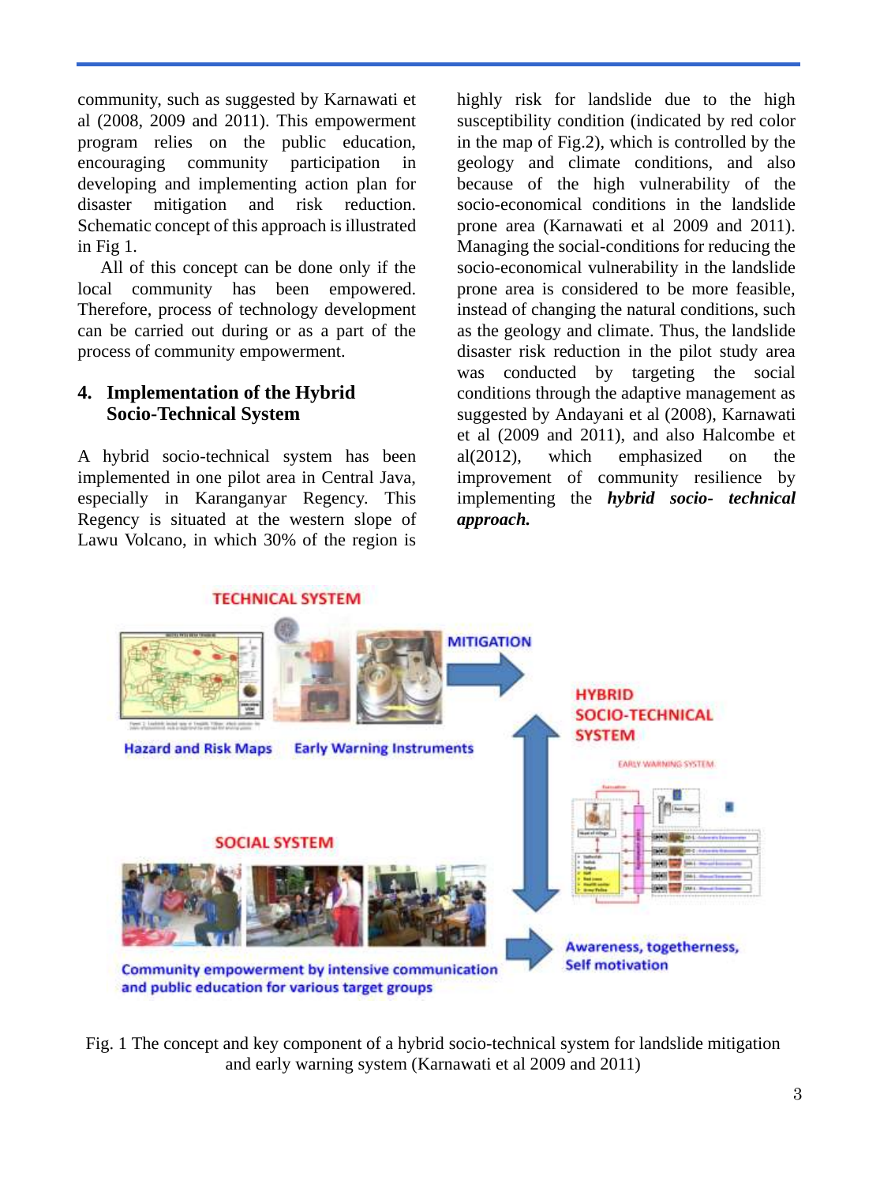community, such as suggested by Karnawati et al (2008, 2009 and 2011). This empowerment program relies on the public education, encouraging community participation in developing and implementing action plan for disaster mitigation and risk reduction. Schematic concept of this approach is illustrated in Fig 1.

All of this concept can be done only if the local community has been empowered. Therefore, process of technology development can be carried out during or as a part of the process of community empowerment.

## 4. Implementation of the Hybrid Socio-Technical System

A hybrid socio-technical system has been implemented in one pilot area in Central Java, especially in Karanganyar Regency. This Regency is situated at the western slope of Lawu Volcano, in which 30% of the region is highly risk for landslide due to the high susceptibility condition (indicated by red color in the map of Fig.2), which is controlled by the geology and climate conditions, and also because of the high vulnerability of the socio-economical conditions in the landslide prone area (Karnawati et al 2009 and 2011). Managing the social-conditions for reducing the socio-economical vulnerability in the landslide prone area is considered to be more feasible, instead of changing the natural conditions, such as the geology and climate. Thus, the landslide disaster risk reduction in the pilot study area was conducted by targeting the social conditions through the adaptive management as suggested by Andayani et al (2008), Karnawati et al (2009 and 2011), and also Halcombe et al(2012), which emphasized on the improvement of community resilience by implementing the ***hybrid socio- technical approach.***

Fig. 1 The concept and key component of a hybrid socio-technical system for landslide mitigation and early warning system (Karnawati et al 2009 and 2011)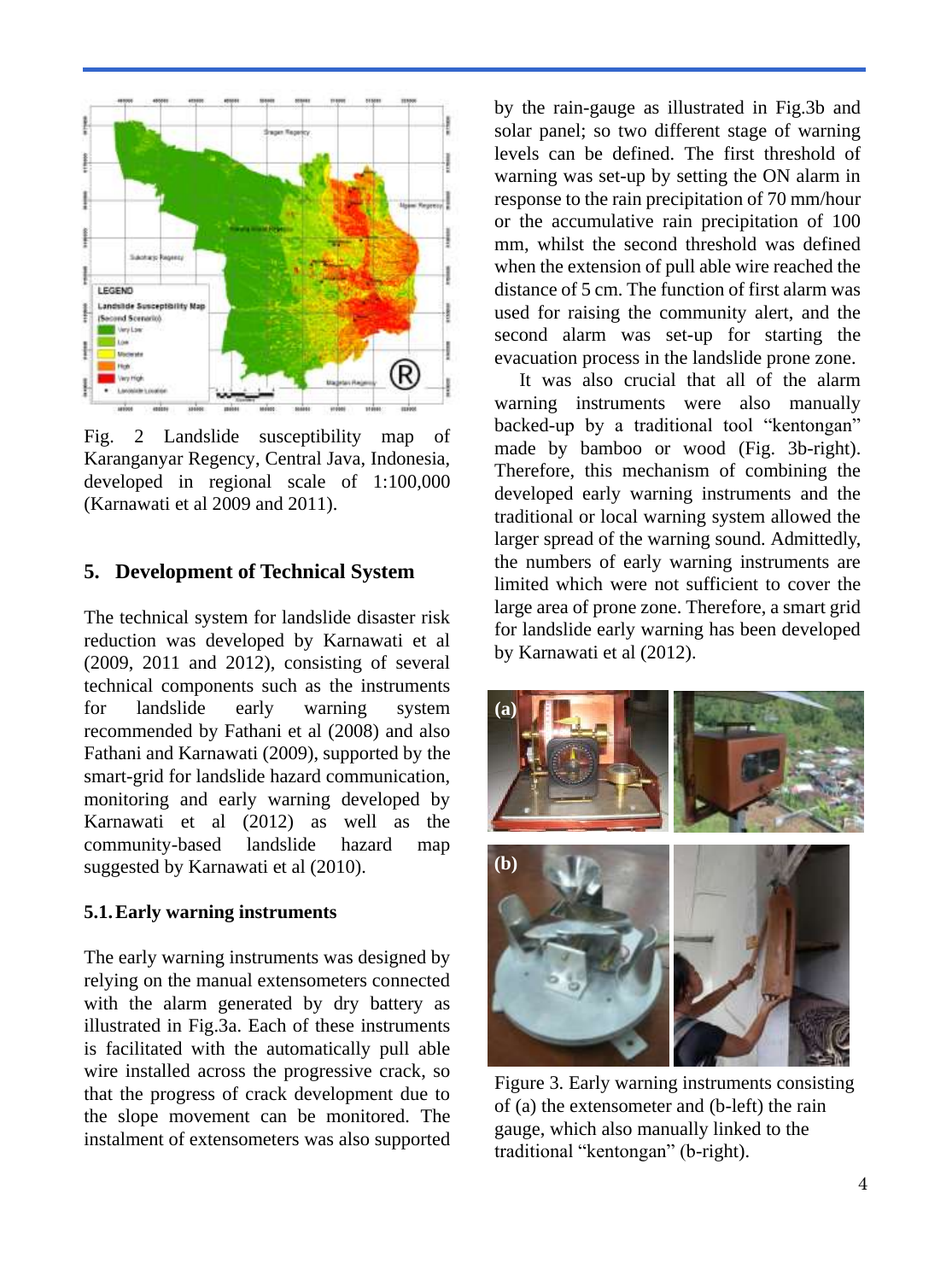Fig. 2 Landslide susceptibility map of Karanganyar Regency, Central Java, Indonesia, developed in regional scale of 1:100,000 (Karnawati et al 2009 and 2011).

## 5. Development of Technical System

The technical system for landslide disaster risk reduction was developed by Karnawati et al (2009, 2011 and 2012), consisting of several technical components such as the instruments for landslide early warning system recommended by Fathani et al (2008) and also Fathani and Karnawati (2009), supported by the smart-grid for landslide hazard communication, monitoring and early warning developed by Karnawati et al (2012) as well as the community-based landslide hazard map suggested by Karnawati et al (2010).

### 5.1. Early warning instruments

The early warning instruments was designed by relying on the manual extensometers connected with the alarm generated by dry battery as illustrated in Fig.3a. Each of these instruments is facilitated with the automatically pull able wire installed across the progressive crack, so that the progress of crack development due to the slope movement can be monitored. The instalment of extensometers was also supported by the rain-gauge as illustrated in Fig.3b and solar panel; so two different stage of warning levels can be defined. The first threshold of warning was set-up by setting the ON alarm in response to the rain precipitation of 70 mm/hour or the accumulative rain precipitation of 100 mm, whilst the second threshold was defined when the extension of pull able wire reached the distance of 5 cm. The function of first alarm was used for raising the community alert, and the second alarm was set-up for starting the evacuation process in the landslide prone zone.

It was also crucial that all of the alarm warning instruments were also manually backed-up by a traditional tool "kentongan" made by bamboo or wood (Fig. 3b-right). Therefore, this mechanism of combining the developed early warning instruments and the traditional or local warning system allowed the larger spread of the warning sound. Admittedly, the numbers of early warning instruments are limited which were not sufficient to cover the large area of prone zone. Therefore, a smart grid for landslide early warning has been developed by Karnawati et al (2012).

Figure 3. Early warning instruments consisting of (a) the extensometer and (b-left) the rain gauge, which also manually linked to the traditional "kentongan" (b-right).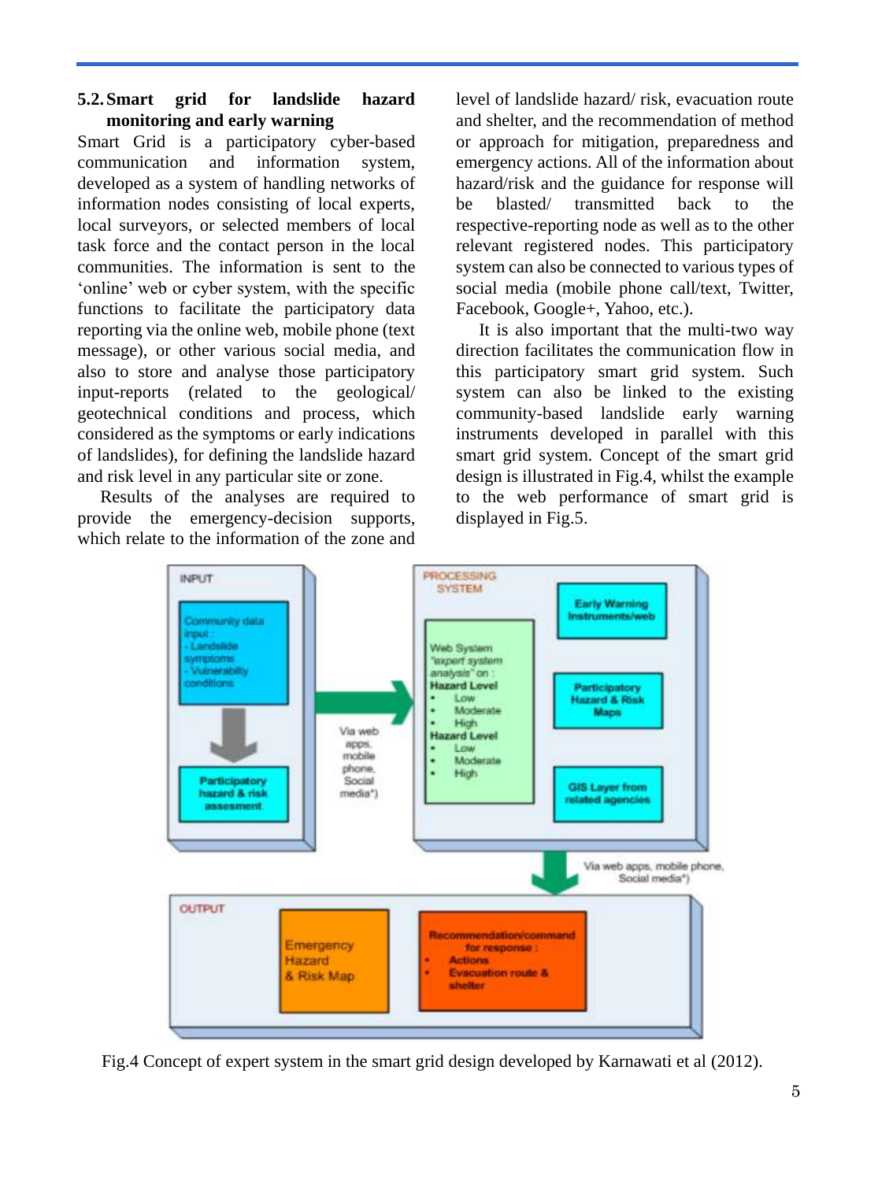### 5.2. Smart grid for landslide hazard monitoring and early warning

Smart Grid is a participatory cyber-based communication and information system, developed as a system of handling networks of information nodes consisting of local experts, local surveyors, or selected members of local task force and the contact person in the local communities. The information is sent to the 'online' web or cyber system, with the specific functions to facilitate the participatory data reporting via the online web, mobile phone (text message), or other various social media, and also to store and analyse those participatory input-reports (related to the geological/ geotechnical conditions and process, which considered as the symptoms or early indications of landslides), for defining the landslide hazard and risk level in any particular site or zone.

Results of the analyses are required to provide the emergency-decision supports, which relate to the information of the zone and level of landslide hazard/ risk, evacuation route and shelter, and the recommendation of method or approach for mitigation, preparedness and emergency actions. All of the information about hazard/risk and the guidance for response will be blasted/ transmitted back to the respective-reporting node as well as to the other relevant registered nodes. This participatory system can also be connected to various types of social media (mobile phone call/text, Twitter, Facebook, Google+, Yahoo, etc.).

It is also important that the multi-two way direction facilitates the communication flow in this participatory smart grid system. Such system can also be linked to the existing community-based landslide early warning instruments developed in parallel with this smart grid system. Concept of the smart grid design is illustrated in Fig.4, whilst the example to the web performance of smart grid is displayed in Fig.5.

INPUT

Community data input :
- Landslide symptoms
- Vulnerability conditions

Participatory hazard & risk assesment

Via web apps, mobile phone, Social media*)

PROCESSING SYSTEM

Web System "expert system analysis" on :
Hazard Level
- Low
- Moderate
- High

Hazard Level
- Low
- Moderate
- High

Early Warning Instruments/web

Participatory Hazard & Risk Maps

GIS Layer from related agencies

Via web apps, mobile phone, Social media*)

OUTPUT

Emergency Hazard & Risk Map

Recommendation/command for response :
- Actions
- Evacuation route & shelter

Fig.4 Concept of expert system in the smart grid design developed by Karnawati et al (2012).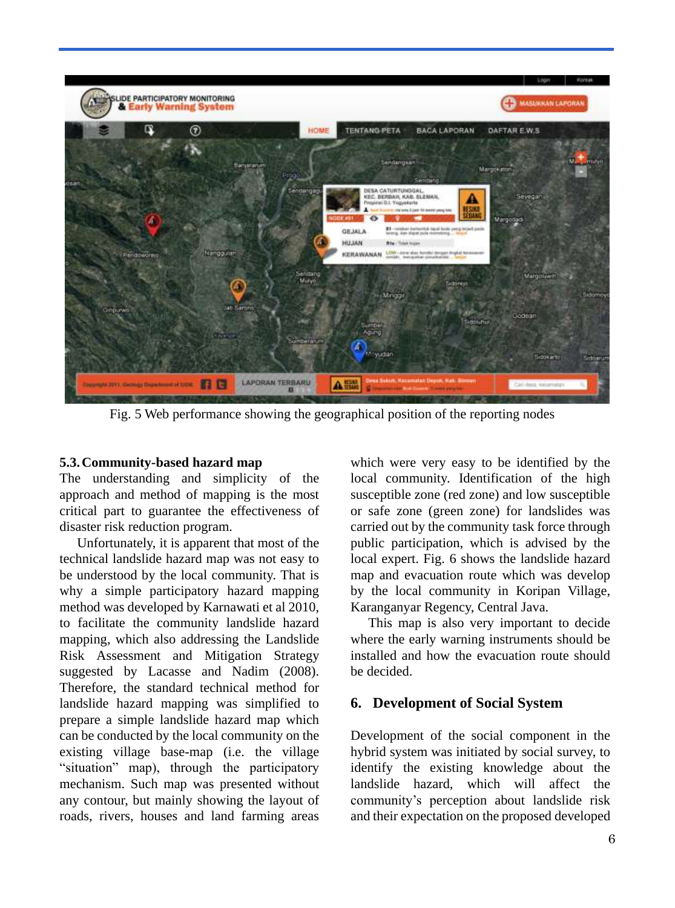Fig. 5 Web performance showing the geographical position of the reporting nodes

### 5.3. Community-based hazard map

The understanding and simplicity of the approach and method of mapping is the most critical part to guarantee the effectiveness of disaster risk reduction program.

Unfortunately, it is apparent that most of the technical landslide hazard map was not easy to be understood by the local community. That is why a simple participatory hazard mapping method was developed by Karnawati et al 2010, to facilitate the community landslide hazard mapping, which also addressing the Landslide Risk Assessment and Mitigation Strategy suggested by Lacasse and Nadim (2008). Therefore, the standard technical method for landslide hazard mapping was simplified to prepare a simple landslide hazard map which can be conducted by the local community on the existing village base-map (i.e. the village "situation" map), through the participatory mechanism. Such map was presented without any contour, but mainly showing the layout of roads, rivers, houses and land farming areas which were very easy to be identified by the local community. Identification of the high susceptible zone (red zone) and low susceptible or safe zone (green zone) for landslides was carried out by the community task force through public participation, which is advised by the local expert. Fig. 6 shows the landslide hazard map and evacuation route which was develop by the local community in Koripan Village, Karanganyar Regency, Central Java.

This map is also very important to decide where the early warning instruments should be installed and how the evacuation route should be decided.

## 6. Development of Social System

Development of the social component in the hybrid system was initiated by social survey, to identify the existing knowledge about the landslide hazard, which will affect the community's perception about landslide risk and their expectation on the proposed developed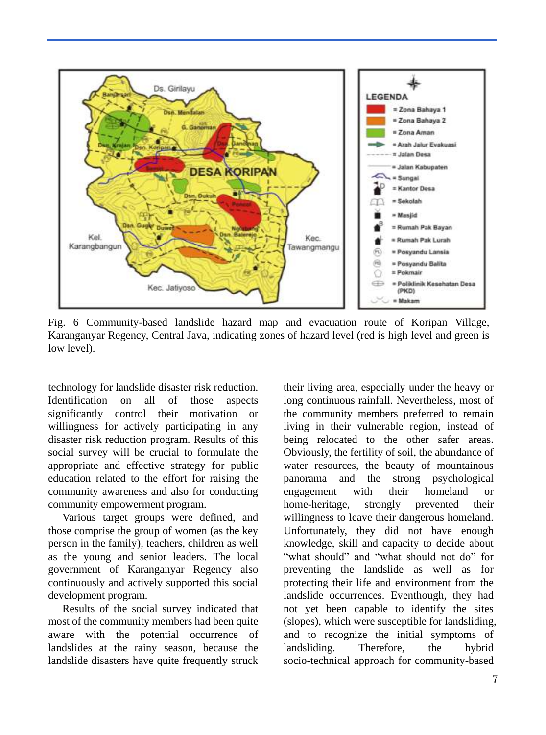Fig. 6 Community-based landslide hazard map and evacuation route of Koripan Village, Karanganyar Regency, Central Java, indicating zones of hazard level (red is high level and green is low level).

technology for landslide disaster risk reduction. Identification on all of those aspects significantly control their motivation or willingness for actively participating in any disaster risk reduction program. Results of this social survey will be crucial to formulate the appropriate and effective strategy for public education related to the effort for raising the community awareness and also for conducting community empowerment program.

Various target groups were defined, and those comprise the group of women (as the key person in the family), teachers, children as well as the young and senior leaders. The local government of Karanganyar Regency also continuously and actively supported this social development program.

Results of the social survey indicated that most of the community members had been quite aware with the potential occurrence of landslides at the rainy season, because the landslide disasters have quite frequently struck their living area, especially under the heavy or long continuous rainfall. Nevertheless, most of the community members preferred to remain living in their vulnerable region, instead of being relocated to the other safer areas. Obviously, the fertility of soil, the abundance of water resources, the beauty of mountainous panorama and the strong psychological engagement with their homeland or home-heritage, strongly prevented their willingness to leave their dangerous homeland. Unfortunately, they did not have enough knowledge, skill and capacity to decide about "what should" and "what should not do" for preventing the landslide as well as for protecting their life and environment from the landslide occurrences. Eventhough, they had not yet been capable to identify the sites (slopes), which were susceptible for landsliding, and to recognize the initial symptoms of landsliding. Therefore, the hybrid socio-technical approach for community-based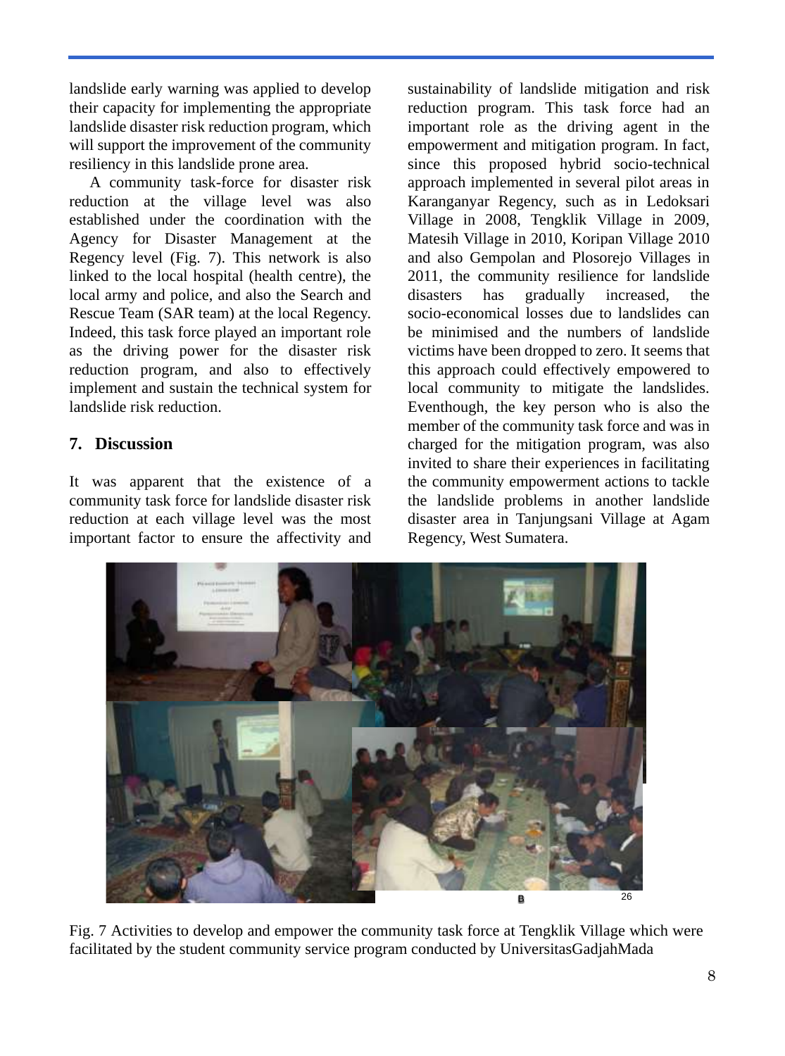landslide early warning was applied to develop their capacity for implementing the appropriate landslide disaster risk reduction program, which will support the improvement of the community resiliency in this landslide prone area.

A community task-force for disaster risk reduction at the village level was also established under the coordination with the Agency for Disaster Management at the Regency level (Fig. 7). This network is also linked to the local hospital (health centre), the local army and police, and also the Search and Rescue Team (SAR team) at the local Regency. Indeed, this task force played an important role as the driving power for the disaster risk reduction program, and also to effectively implement and sustain the technical system for landslide risk reduction.

## 7. Discussion

It was apparent that the existence of a community task force for landslide disaster risk reduction at each village level was the most important factor to ensure the affectivity and sustainability of landslide mitigation and risk reduction program. This task force had an important role as the driving agent in the empowerment and mitigation program. In fact, since this proposed hybrid socio-technical approach implemented in several pilot areas in Karanganyar Regency, such as in Ledoksari Village in 2008, Tengklik Village in 2009, Matesih Village in 2010, Koripan Village 2010 and also Gempolan and Plosorejo Villages in 2011, the community resilience for landslide disasters has gradually increased, the socio-economical losses due to landslides can be minimised and the numbers of landslide victims have been dropped to zero. It seems that this approach could effectively empowered to local community to mitigate the landslides. Eventhough, the key person who is also the member of the community task force and was in charged for the mitigation program, was also invited to share their experiences in facilitating the community empowerment actions to tackle the landslide problems in another landslide disaster area in Tanjungsani Village at Agam Regency, West Sumatera.

Fig. 7 Activities to develop and empower the community task force at Tengklik Village which were facilitated by the student community service program conducted by UniversitasGadjahMada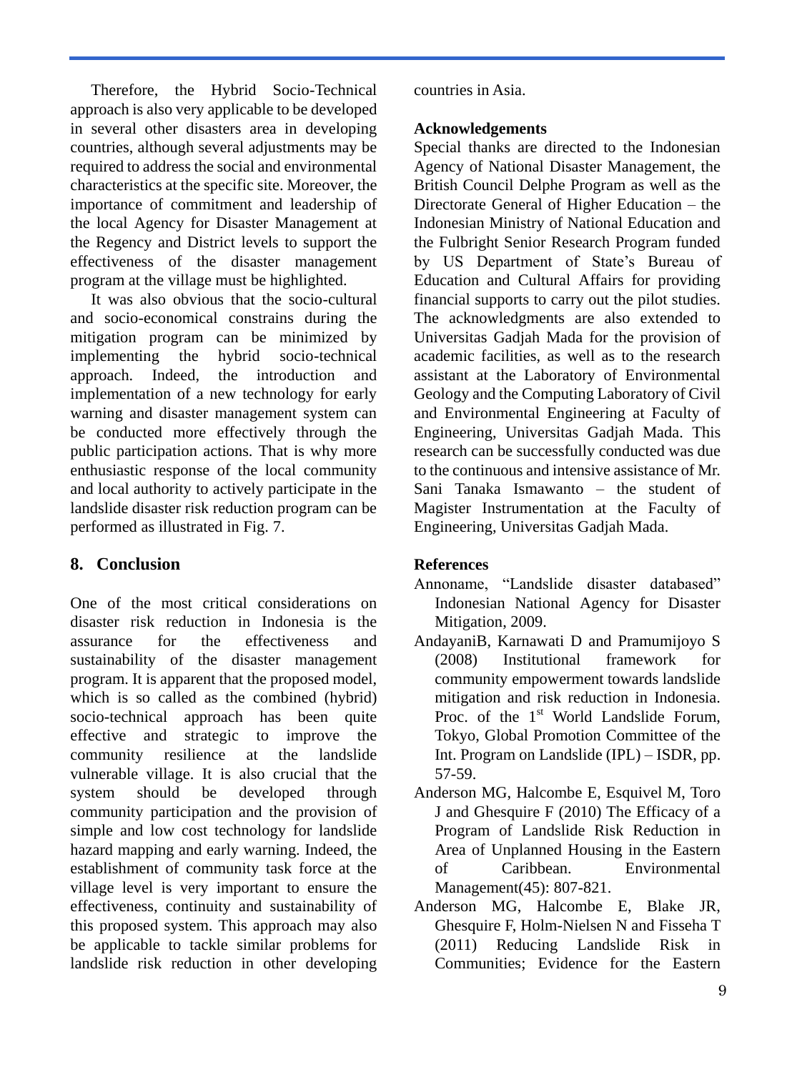Therefore, the Hybrid Socio-Technical approach is also very applicable to be developed in several other disasters area in developing countries, although several adjustments may be required to address the social and environmental characteristics at the specific site. Moreover, the importance of commitment and leadership of the local Agency for Disaster Management at the Regency and District levels to support the effectiveness of the disaster management program at the village must be highlighted.

It was also obvious that the socio-cultural and socio-economical constrains during the mitigation program can be minimized by implementing the hybrid socio-technical approach. Indeed, the introduction and implementation of a new technology for early warning and disaster management system can be conducted more effectively through the public participation actions. That is why more enthusiastic response of the local community and local authority to actively participate in the landslide disaster risk reduction program can be performed as illustrated in Fig. 7.

## 8. Conclusion

One of the most critical considerations on disaster risk reduction in Indonesia is the assurance for the effectiveness and sustainability of the disaster management program. It is apparent that the proposed model, which is so called as the combined (hybrid) socio-technical approach has been quite effective and strategic to improve the community resilience at the landslide vulnerable village. It is also crucial that the system should be developed through community participation and the provision of simple and low cost technology for landslide hazard mapping and early warning. Indeed, the establishment of community task force at the village level is very important to ensure the effectiveness, continuity and sustainability of this proposed system. This approach may also be applicable to tackle similar problems for landslide risk reduction in other developing countries in Asia.

**Acknowledgements**

Special thanks are directed to the Indonesian Agency of National Disaster Management, the British Council Delphe Program as well as the Directorate General of Higher Education – the Indonesian Ministry of National Education and the Fulbright Senior Research Program funded by US Department of State's Bureau of Education and Cultural Affairs for providing financial supports to carry out the pilot studies. The acknowledgments are also extended to Universitas Gadjah Mada for the provision of academic facilities, as well as to the research assistant at the Laboratory of Environmental Geology and the Computing Laboratory of Civil and Environmental Engineering at Faculty of Engineering, Universitas Gadjah Mada. This research can be successfully conducted was due to the continuous and intensive assistance of Mr. Sani Tanaka Ismawanto – the student of Magister Instrumentation at the Faculty of Engineering, Universitas Gadjah Mada.

**References**

Annoname, "Landslide disaster databased" Indonesian National Agency for Disaster Mitigation, 2009.

AndayaniB, Karnawati D and Pramumijoyo S (2008) Institutional framework for community empowerment towards landslide mitigation and risk reduction in Indonesia. Proc. of the 1st World Landslide Forum, Tokyo, Global Promotion Committee of the Int. Program on Landslide (IPL) – ISDR, pp. 57-59.

Anderson MG, Halcombe E, Esquivel M, Toro J and Ghesquire F (2010) The Efficacy of a Program of Landslide Risk Reduction in Area of Unplanned Housing in the Eastern of Caribbean. Environmental Management(45): 807-821.

Anderson MG, Halcombe E, Blake JR, Ghesquire F, Holm-Nielsen N and Fisseha T (2011) Reducing Landslide Risk in Communities; Evidence for the Eastern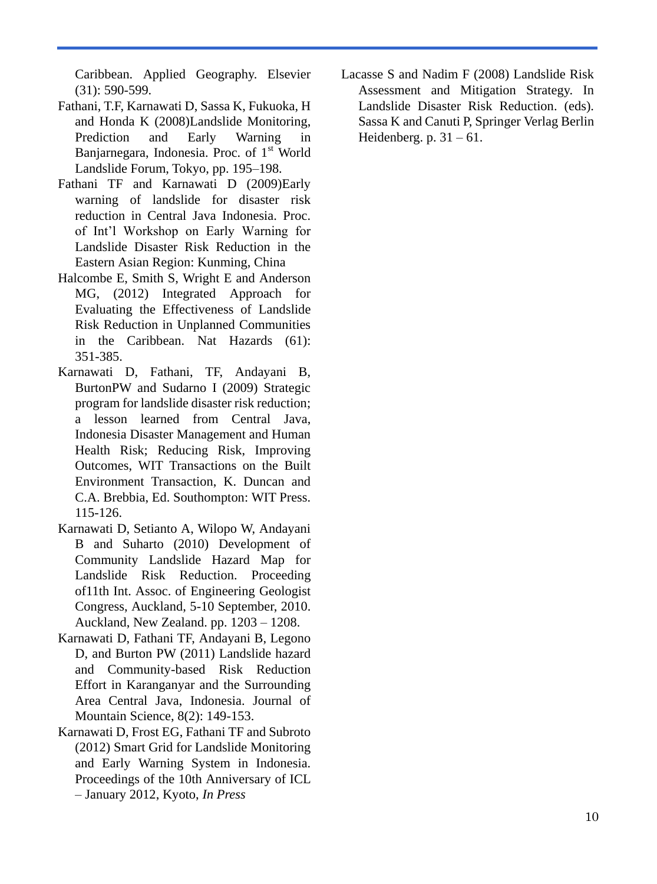Caribbean. Applied Geography. Elsevier (31): 590-599.

Fathani, T.F, Karnawati D, Sassa K, Fukuoka, H and Honda K (2008)Landslide Monitoring, Prediction and Early Warning in Banjarnegara, Indonesia. Proc. of 1st World Landslide Forum, Tokyo, pp. 195–198.

Fathani TF and Karnawati D (2009)Early warning of landslide for disaster risk reduction in Central Java Indonesia. Proc. of Int'l Workshop on Early Warning for Landslide Disaster Risk Reduction in the Eastern Asian Region: Kunming, China

Halcombe E, Smith S, Wright E and Anderson MG, (2012) Integrated Approach for Evaluating the Effectiveness of Landslide Risk Reduction in Unplanned Communities in the Caribbean. Nat Hazards (61): 351-385.

Karnawati D, Fathani, TF, Andayani B, BurtonPW and Sudarno I (2009) Strategic program for landslide disaster risk reduction; a lesson learned from Central Java, Indonesia Disaster Management and Human Health Risk; Reducing Risk, Improving Outcomes, WIT Transactions on the Built Environment Transaction, K. Duncan and C.A. Brebbia, Ed. Southompton: WIT Press. 115-126.

Karnawati D, Setianto A, Wilopo W, Andayani B and Suharto (2010) Development of Community Landslide Hazard Map for Landslide Risk Reduction. Proceeding of11th Int. Assoc. of Engineering Geologist Congress, Auckland, 5-10 September, 2010. Auckland, New Zealand. pp. 1203 – 1208.

Karnawati D, Fathani TF, Andayani B, Legono D, and Burton PW (2011) Landslide hazard and Community-based Risk Reduction Effort in Karanganyar and the Surrounding Area Central Java, Indonesia. Journal of Mountain Science, 8(2): 149-153.

Karnawati D, Frost EG, Fathani TF and Subroto (2012) Smart Grid for Landslide Monitoring and Early Warning System in Indonesia. Proceedings of the 10th Anniversary of ICL – January 2012, Kyoto, *In Press*

Lacasse S and Nadim F (2008) Landslide Risk Assessment and Mitigation Strategy. In Landslide Disaster Risk Reduction. (eds). Sassa K and Canuti P, Springer Verlag Berlin Heidenberg. p. 31 – 61.